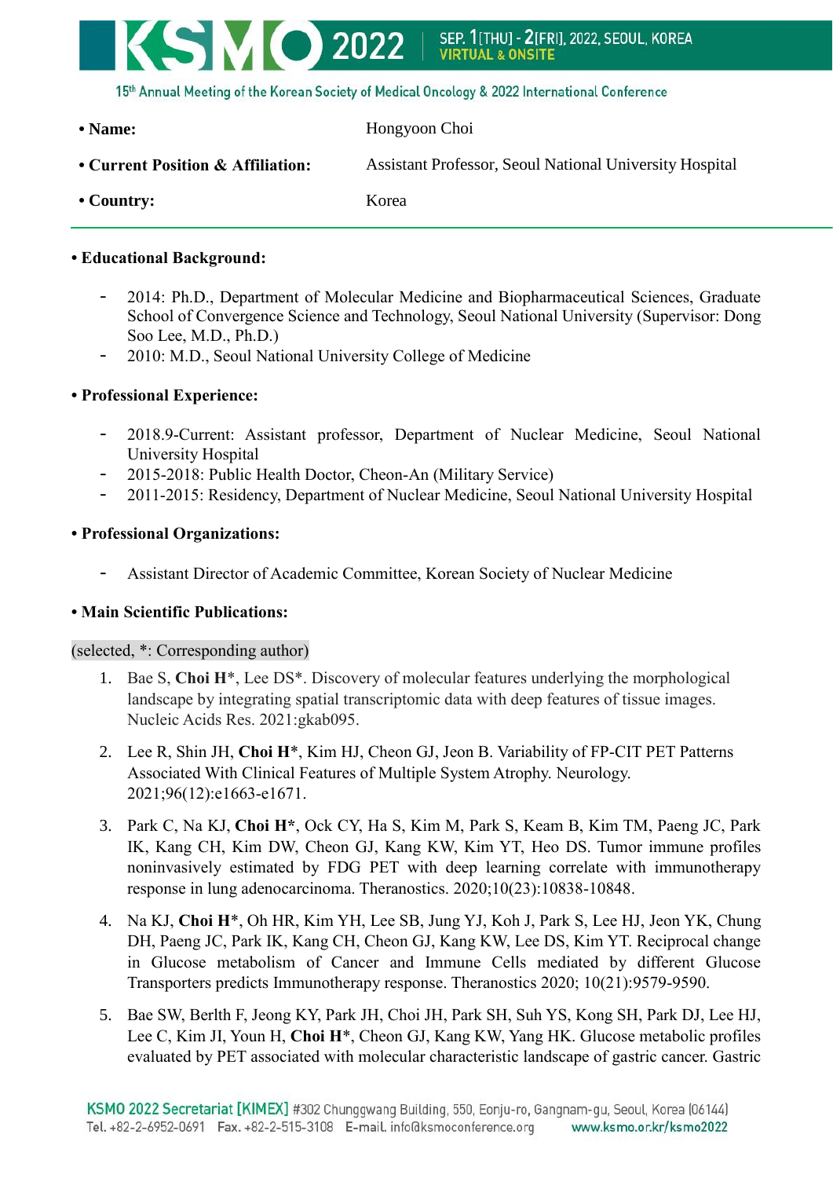- **Name:** Hongyoon Choi
- **Current Position & Affiliation:** Assistant Professor, Seoul National University Hospital
- **Country:** Korea

---

- **Educational Background:**
  - 2014: Ph.D., Department of Molecular Medicine and Biopharmaceutical Sciences, Graduate School of Convergence Science and Technology, Seoul National University (Supervisor: Dong Soo Lee, M.D., Ph.D.)
  - 2010: M.D., Seoul National University College of Medicine

- **Professional Experience:**
  - 2018.9-Current: Assistant professor, Department of Nuclear Medicine, Seoul National University Hospital
  - 2015-2018: Public Health Doctor, Cheon-An (Military Service)
  - 2011-2015: Residency, Department of Nuclear Medicine, Seoul National University Hospital

- **Professional Organizations:**
  - Assistant Director of Academic Committee, Korean Society of Nuclear Medicine

- **Main Scientific Publications:**

(selected, *: Corresponding author)

1. Bae S, **Choi H***, Lee DS*. Discovery of molecular features underlying the morphological landscape by integrating spatial transcriptomic data with deep features of tissue images. Nucleic Acids Res. 2021:gkab095.
2. Lee R, Shin JH, **Choi H***, Kim HJ, Cheon GJ, Jeon B. Variability of FP-CIT PET Patterns Associated With Clinical Features of Multiple System Atrophy. Neurology. 2021;96(12):e1663-e1671.
3. Park C, Na KJ, **Choi H***, Ock CY, Ha S, Kim M, Park S, Keam B, Kim TM, Paeng JC, Park IK, Kang CH, Kim DW, Cheon GJ, Kang KW, Kim YT, Heo DS. Tumor immune profiles noninvasively estimated by FDG PET with deep learning correlate with immunotherapy response in lung adenocarcinoma. Theranostics. 2020;10(23):10838-10848.
4. Na KJ, **Choi H***, Oh HR, Kim YH, Lee SB, Jung YJ, Koh J, Park S, Lee HJ, Jeon YK, Chung DH, Paeng JC, Park IK, Kang CH, Cheon GJ, Kang KW, Lee DS, Kim YT. Reciprocal change in Glucose metabolism of Cancer and Immune Cells mediated by different Glucose Transporters predicts Immunotherapy response. Theranostics 2020; 10(21):9579-9590.
5. Bae SW, Berlth F, Jeong KY, Park JH, Choi JH, Park SH, Suh YS, Kong SH, Park DJ, Lee HJ, Lee C, Kim JI, Youn H, **Choi H***, Cheon GJ, Kang KW, Yang HK. Glucose metabolic profiles evaluated by PET associated with molecular characteristic landscape of gastric cancer. Gastric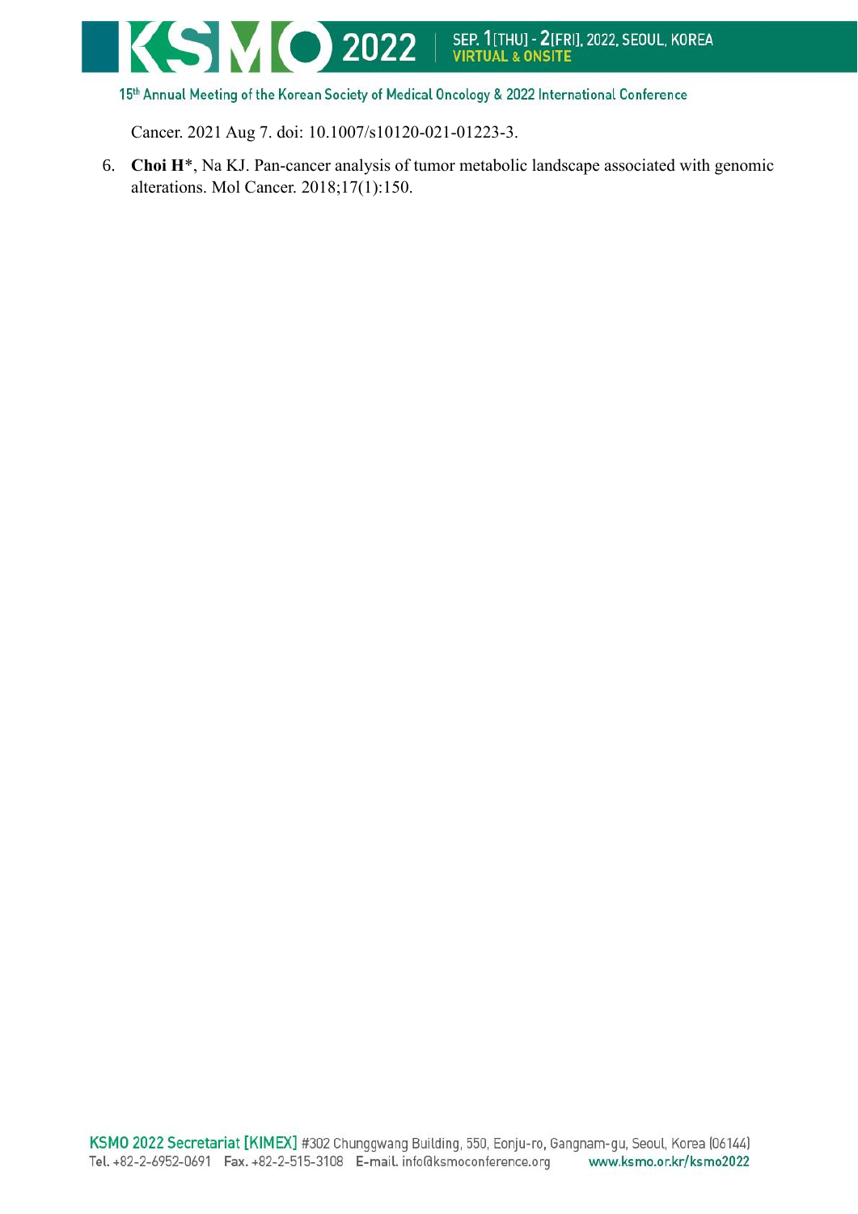Cancer. 2021 Aug 7. doi: 10.1007/s10120-021-01223-3.

6. **Choi H***, Na KJ. Pan-cancer analysis of tumor metabolic landscape associated with genomic alterations. Mol Cancer. 2018;17(1):150.